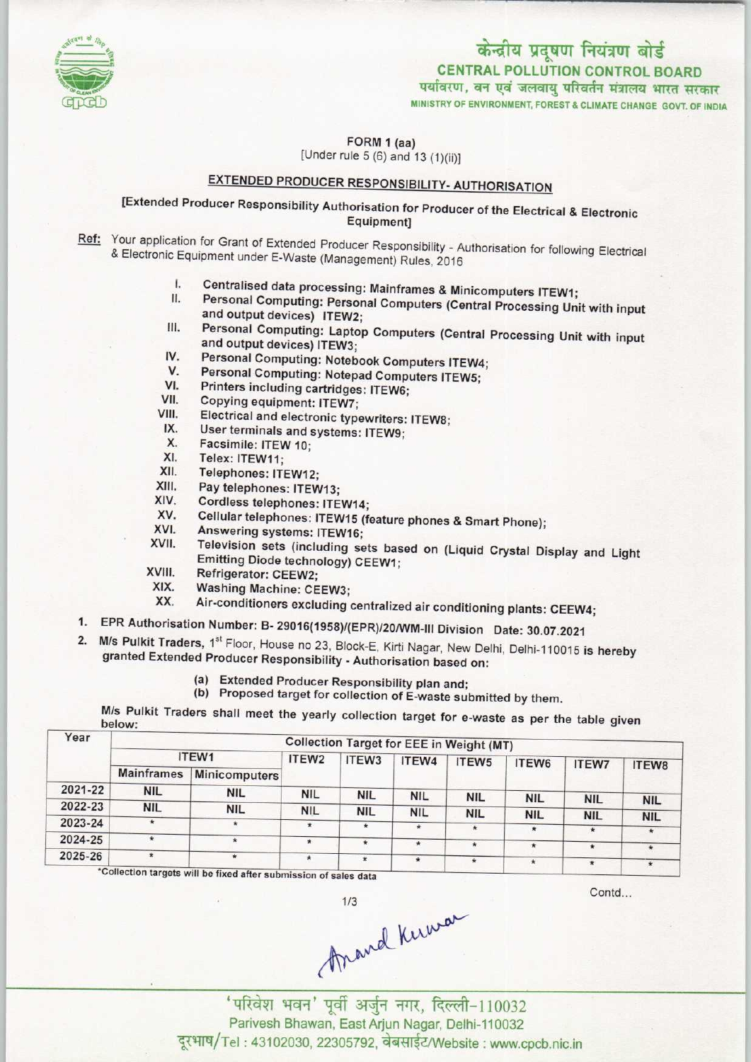केन्द्रीय प्रदूषण नियंत्रण बोर्ड
**CENTRAL POLLUTION CONTROL BOARD**
पर्यावरण, वन एवं जलवायु परिवर्तन मंत्रालय भारत सरकार
MINISTRY OF ENVIRONMENT, FOREST & CLIMATE CHANGE GOVT. OF INDIA

FORM 1 (aa)
[Under rule 5 (6) and 13 (1)(ii)]

## EXTENDED PRODUCER RESPONSIBILITY- AUTHORISATION

[Extended Producer Responsibility Authorisation for Producer of the Electrical & Electronic Equipment]

Ref: Your application for Grant of Extended Producer Responsibility - Authorisation for following Electrical & Electronic Equipment under E-Waste (Management) Rules, 2016

I. Centralised data processing: Mainframes & Minicomputers ITEW1;
II. Personal Computing: Personal Computers (Central Processing Unit with input and output devices) ITEW2;
III. Personal Computing: Laptop Computers (Central Processing Unit with input and output devices) ITEW3;
IV. Personal Computing: Notebook Computers ITEW4;
V. Personal Computing: Notepad Computers ITEW5;
VI. Printers including cartridges: ITEW6;
VII. Copying equipment: ITEW7;
VIII. Electrical and electronic typewriters: ITEW8;
IX. User terminals and systems: ITEW9;
X. Facsimile: ITEW 10;
XI. Telex: ITEW11;
XII. Telephones: ITEW12;
XIII. Pay telephones: ITEW13;
XIV. Cordless telephones: ITEW14;
XV. Cellular telephones: ITEW15 (feature phones & Smart Phone);
XVI. Answering systems: ITEW16;
XVII. Television sets (including sets based on (Liquid Crystal Display and Light Emitting Diode technology) CEEW1;
XVIII. Refrigerator: CEEW2;
XIX. Washing Machine: CEEW3;
XX. Air-conditioners excluding centralized air conditioning plants: CEEW4;

1. EPR Authorisation Number: B- 29016(1958)/(EPR)/20/WM-III Division Date: 30.07.2021
2. M/s Pulkit Traders, 1st Floor, House no 23, Block-E, Kirti Nagar, New Delhi, Delhi-110015 is hereby granted Extended Producer Responsibility - Authorisation based on:
   (a) Extended Producer Responsibility plan and;
   (b) Proposed target for collection of E-waste submitted by them.

M/s Pulkit Traders shall meet the yearly collection target for e-waste as per the table given below:

| Year | Collection Target for EEE in Weight (MT) | | | | | | | | |
|---|---|---|---|---|---|---|---|---|---|
| | ITEW1 | | ITEW2 | ITEW3 | ITEW4 | ITEW5 | ITEW6 | ITEW7 | ITEW8 |
| | Mainframes | Minicomputers | | | | | | | |
| 2021-22 | NIL | NIL | NIL | NIL | NIL | NIL | NIL | NIL | NIL |
| 2022-23 | NIL | NIL | NIL | NIL | NIL | NIL | NIL | NIL | NIL |
| 2023-24 | * | * | * | * | * | * | * | * | * |
| 2024-25 | * | * | * | * | * | * | * | * | * |
| 2025-26 | * | * | * | * | * | * | * | * | * |

*Collection targets will be fixed after submission of sales data

Contd...

Anand Kumar

'परिवेश भवन' पूर्वी अर्जुन नगर, दिल्ली-110032
Parivesh Bhawan, East Arjun Nagar, Delhi-110032
दूरभाष/Tel : 43102030, 22305792, वेबसाईट/Website : www.cpcb.nic.in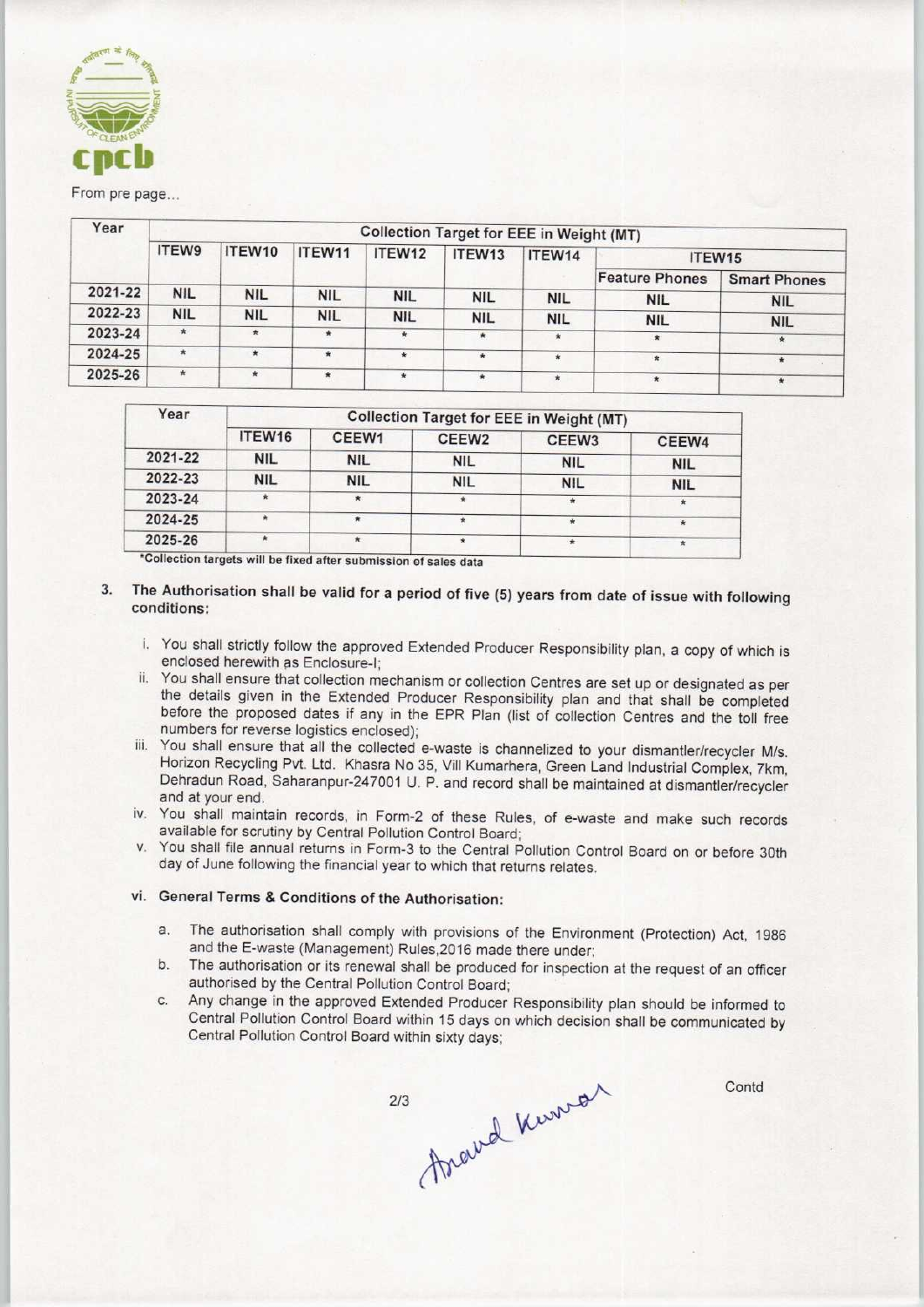From pre page...

| Year | Collection Target for EEE in Weight (MT) | | | | | | | |
|---|---|---|---|---|---|---|---|---|
| | ITEW9 | ITEW10 | ITEW11 | ITEW12 | ITEW13 | ITEW14 | ITEW15 | |
| | | | | | | | Feature Phones | Smart Phones |
| 2021-22 | NIL | NIL | NIL | NIL | NIL | NIL | NIL | NIL |
| 2022-23 | NIL | NIL | NIL | NIL | NIL | NIL | NIL | NIL |
| 2023-24 | * | * | * | * | * | * | * | * |
| 2024-25 | * | * | * | * | * | * | * | * |
| 2025-26 | * | * | * | * | * | * | * | * |

| Year | Collection Target for EEE in Weight (MT) | | | | |
|---|---|---|---|---|---|
| | ITEW16 | CEEW1 | CEEW2 | CEEW3 | CEEW4 |
| 2021-22 | NIL | NIL | NIL | NIL | NIL |
| 2022-23 | NIL | NIL | NIL | NIL | NIL |
| 2023-24 | * | * | * | * | * |
| 2024-25 | * | * | * | * | * |
| 2025-26 | * | * | * | * | * |

*Collection targets will be fixed after submission of sales data

3. **The Authorisation shall be valid for a period of five (5) years from date of issue with following conditions:**

   i. You shall strictly follow the approved Extended Producer Responsibility plan, a copy of which is enclosed herewith as Enclosure-I;

   ii. You shall ensure that collection mechanism or collection Centres are set up or designated as per the details given in the Extended Producer Responsibility plan and that shall be completed before the proposed dates if any in the EPR Plan (list of collection Centres and the toll free numbers for reverse logistics enclosed);

   iii. You shall ensure that all the collected e-waste is channelized to your dismantler/recycler M/s. Horizon Recycling Pvt. Ltd. Khasra No 35, Vill Kumarhera, Green Land Industrial Complex, 7km, Dehradun Road, Saharanpur-247001 U. P. and record shall be maintained at dismantler/recycler and at your end.

   iv. You shall maintain records, in Form-2 of these Rules, of e-waste and make such records available for scrutiny by Central Pollution Control Board;

   v. You shall file annual returns in Form-3 to the Central Pollution Control Board on or before 30th day of June following the financial year to which that returns relates.

   vi. **General Terms & Conditions of the Authorisation:**

      a. The authorisation shall comply with provisions of the Environment (Protection) Act, 1986 and the E-waste (Management) Rules,2016 made there under;

      b. The authorisation or its renewal shall be produced for inspection at the request of an officer authorised by the Central Pollution Control Board;

      c. Any change in the approved Extended Producer Responsibility plan should be informed to Central Pollution Control Board within 15 days on which decision shall be communicated by Central Pollution Control Board within sixty days;

Anand Kumar

Contd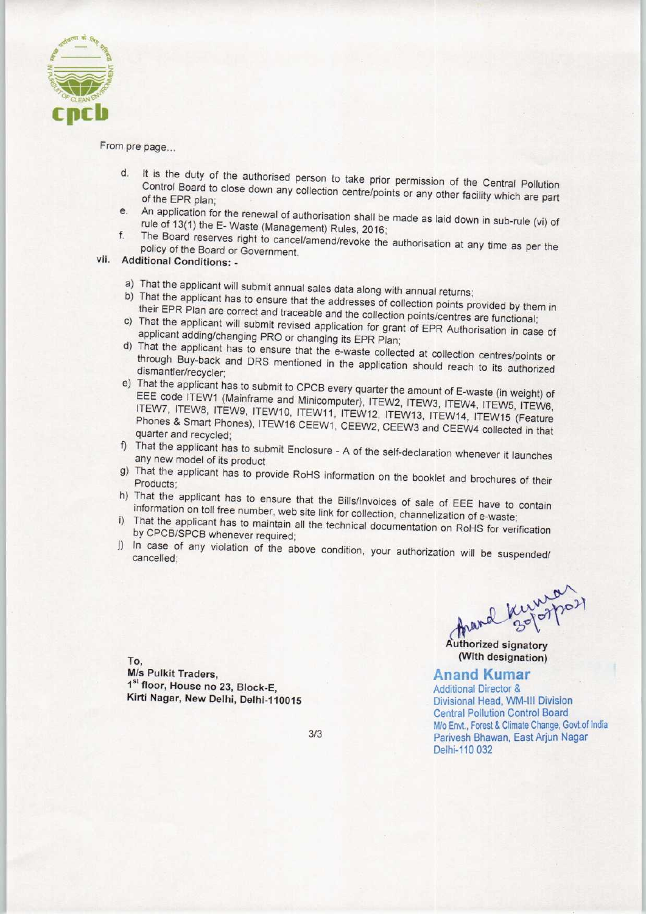From pre page...

d. It is the duty of the authorised person to take prior permission of the Central Pollution Control Board to close down any collection centre/points or any other facility which are part of the EPR plan;

e. An application for the renewal of authorisation shall be made as laid down in sub-rule (vi) of rule of 13(1) the E- Waste (Management) Rules, 2016;

f. The Board reserves right to cancel/amend/revoke the authorisation at any time as per the policy of the Board or Government.

vii. Additional Conditions: -

a) That the applicant will submit annual sales data along with annual returns;

b) That the applicant has to ensure that the addresses of collection points provided by them in their EPR Plan are correct and traceable and the collection points/centres are functional;

c) That the applicant will submit revised application for grant of EPR Authorisation in case of applicant adding/changing PRO or changing its EPR Plan;

d) That the applicant has to ensure that the e-waste collected at collection centres/points or through Buy-back and DRS mentioned in the application should reach to its authorized dismantler/recycler;

e) That the applicant has to submit to CPCB every quarter the amount of E-waste (in weight) of EEE code ITEW1 (Mainframe and Minicomputer), ITEW2, ITEW3, ITEW4, ITEW5, ITEW6, ITEW7, ITEW8, ITEW9, ITEW10, ITEW11, ITEW12, ITEW13, ITEW14, ITEW15 (Feature Phones & Smart Phones), ITEW16 CEEW1, CEEW2, CEEW3 and CEEW4 collected in that quarter and recycled;

f) That the applicant has to submit Enclosure - A of the self-declaration whenever it launches any new model of its product

g) That the applicant has to provide RoHS information on the booklet and brochures of their Products;

h) That the applicant has to ensure that the Bills/Invoices of sale of EEE have to contain information on toll free number, web site link for collection, channelization of e-waste;

i) That the applicant has to maintain all the technical documentation on RoHS for verification by CPCB/SPCB whenever required;

j) In case of any violation of the above condition, your authorization will be suspended/ cancelled;

Anand Kumar 30/07/2021

Authorized signatory
(With designation)

**Anand Kumar**
Additional Director &
Divisional Head, WM-III Division
Central Pollution Control Board
M/o Envt., Forest & Climate Change, Govt.of India
Parivesh Bhawan, East Arjun Nagar
Delhi-110 032

To,
M/s Pulkit Traders,
1st floor, House no 23, Block-E,
Kirti Nagar, New Delhi, Delhi-110015